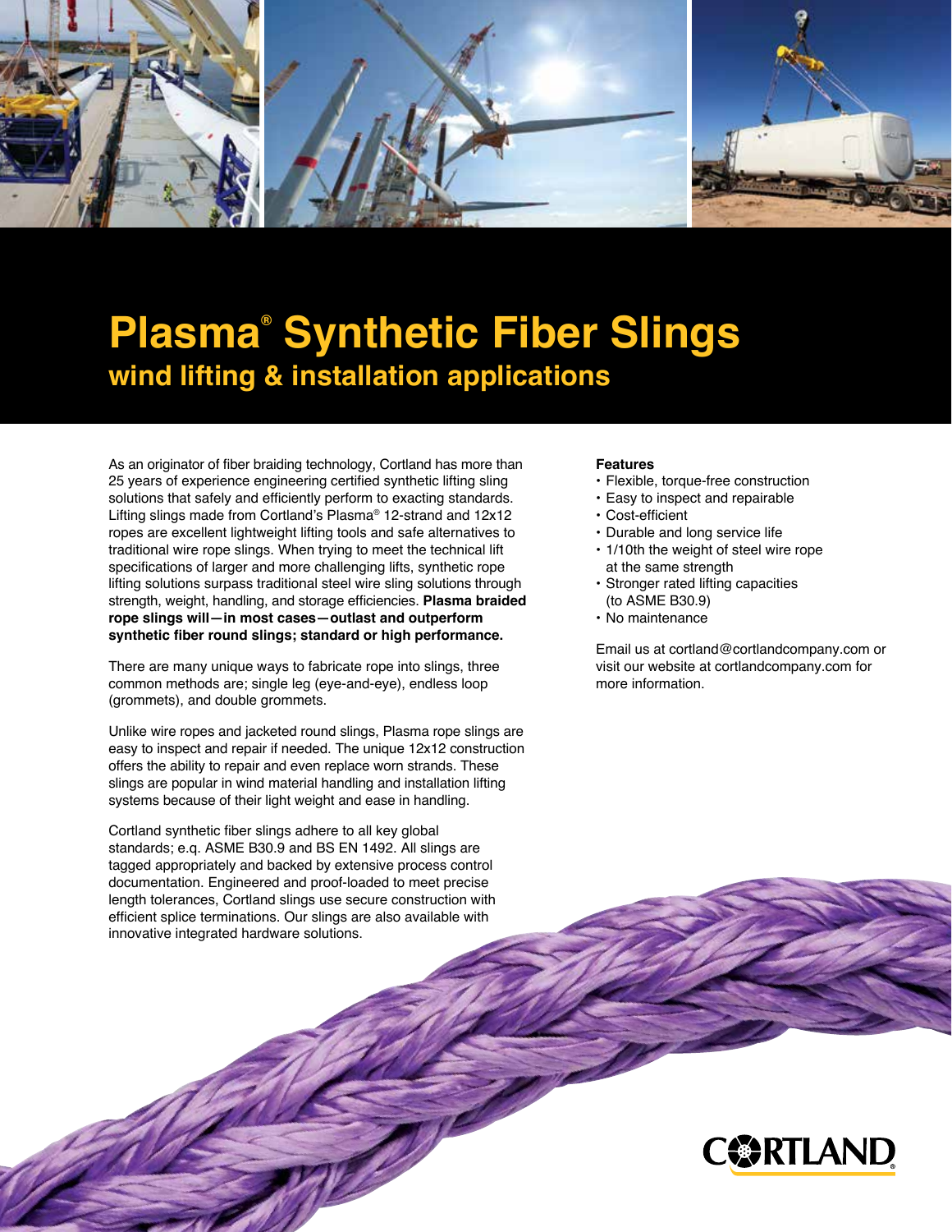# Plasma® Synthetic Fiber Slings

## wind lifting & installation applications

As an originator of fiber braiding technology, Cortland has more than 25 years of experience engineering certified synthetic lifting sling solutions that safely and efficiently perform to exacting standards. Lifting slings made from Cortland's Plasma® 12-strand and 12x12 ropes are excellent lightweight lifting tools and safe alternatives to traditional wire rope slings. When trying to meet the technical lift specifications of larger and more challenging lifts, synthetic rope lifting solutions surpass traditional steel wire sling solutions through strength, weight, handling, and storage efficiencies. **Plasma braided rope slings will—in most cases—outlast and outperform synthetic fiber round slings; standard or high performance.**

There are many unique ways to fabricate rope into slings, three common methods are; single leg (eye-and-eye), endless loop (grommets), and double grommets.

Unlike wire ropes and jacketed round slings, Plasma rope slings are easy to inspect and repair if needed. The unique 12x12 construction offers the ability to repair and even replace worn strands. These slings are popular in wind material handling and installation lifting systems because of their light weight and ease in handling.

Cortland synthetic fiber slings adhere to all key global standards; e.q. ASME B30.9 and BS EN 1492. All slings are tagged appropriately and backed by extensive process control documentation. Engineered and proof-loaded to meet precise length tolerances, Cortland slings use secure construction with efficient splice terminations. Our slings are also available with innovative integrated hardware solutions.

**Features**

- Flexible, torque-free construction
- Easy to inspect and repairable
- Cost-efficient
- Durable and long service life
- 1/10th the weight of steel wire rope at the same strength
- Stronger rated lifting capacities (to ASME B30.9)
- No maintenance

Email us at cortland@cortlandcompany.com or visit our website at cortlandcompany.com for more information.

CORTLAND®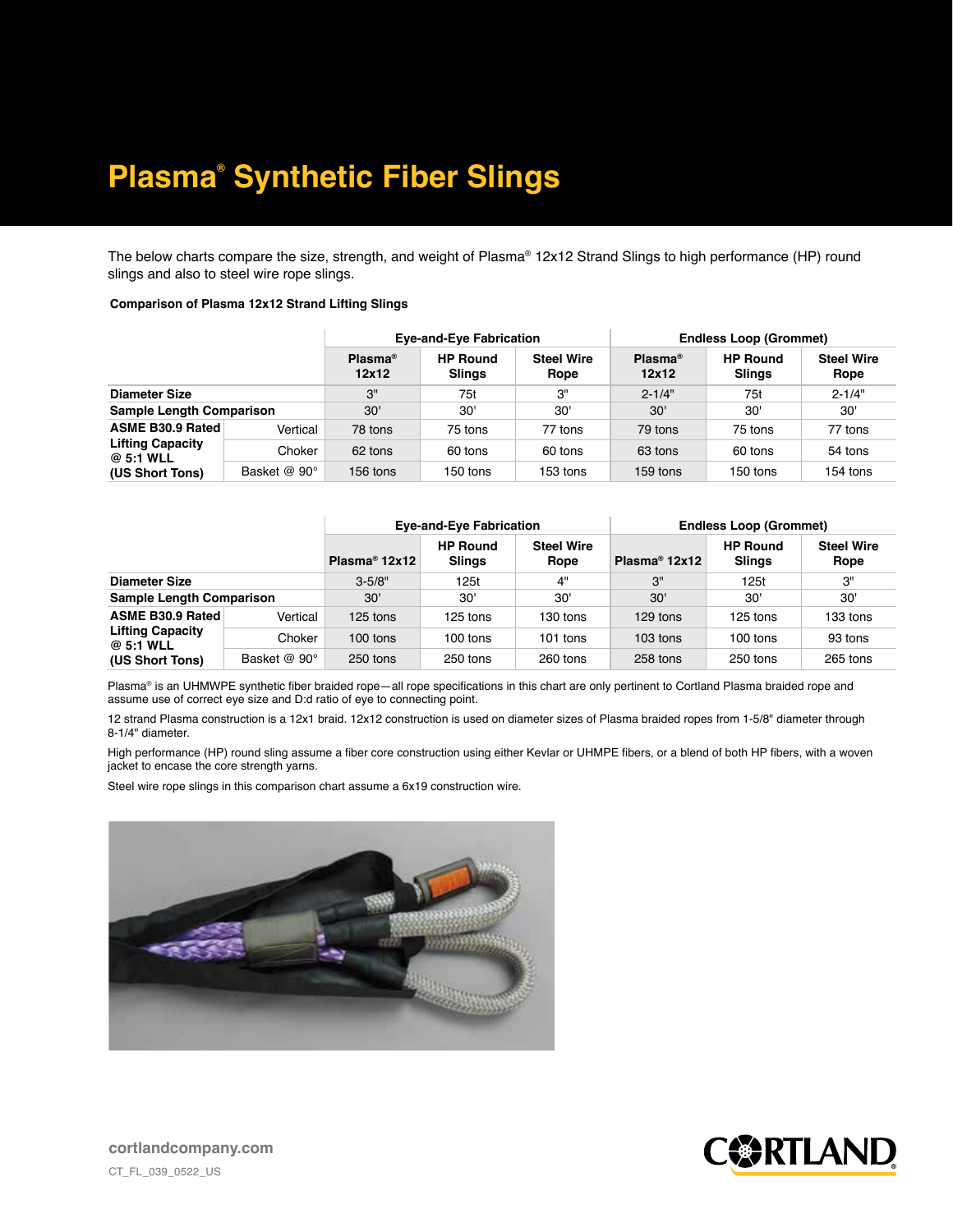# Plasma® Synthetic Fiber Slings

The below charts compare the size, strength, and weight of Plasma® 12x12 Strand Slings to high performance (HP) round slings and also to steel wire rope slings.

**Comparison of Plasma 12x12 Strand Lifting Slings**

| | | Eye-and-Eye Fabrication | | | Endless Loop (Grommet) | | |
|---|---|---|---|---|---|---|---|
| | | **Plasma® 12x12** | **HP Round Slings** | **Steel Wire Rope** | **Plasma® 12x12** | **HP Round Slings** | **Steel Wire Rope** |
| **Diameter Size** | | 3" | 75t | 3" | 2-1/4" | 75t | 2-1/4" |
| **Sample Length Comparison** | | 30' | 30' | 30' | 30' | 30' | 30' |
| **ASME B30.9 Rated Lifting Capacity @ 5:1 WLL (US Short Tons)** | Vertical | 78 tons | 75 tons | 77 tons | 79 tons | 75 tons | 77 tons |
| | Choker | 62 tons | 60 tons | 60 tons | 63 tons | 60 tons | 54 tons |
| | Basket @ 90° | 156 tons | 150 tons | 153 tons | 159 tons | 150 tons | 154 tons |

| | | Eye-and-Eye Fabrication | | | Endless Loop (Grommet) | | |
|---|---|---|---|---|---|---|---|
| | | **Plasma® 12x12** | **HP Round Slings** | **Steel Wire Rope** | **Plasma® 12x12** | **HP Round Slings** | **Steel Wire Rope** |
| **Diameter Size** | | 3-5/8" | 125t | 4" | 3" | 125t | 3" |
| **Sample Length Comparison** | | 30' | 30' | 30' | 30' | 30' | 30' |
| **ASME B30.9 Rated Lifting Capacity @ 5:1 WLL (US Short Tons)** | Vertical | 125 tons | 125 tons | 130 tons | 129 tons | 125 tons | 133 tons |
| | Choker | 100 tons | 100 tons | 101 tons | 103 tons | 100 tons | 93 tons |
| | Basket @ 90° | 250 tons | 250 tons | 260 tons | 258 tons | 250 tons | 265 tons |

Plasma® is an UHMWPE synthetic fiber braided rope—all rope specifications in this chart are only pertinent to Cortland Plasma braided rope and assume use of correct eye size and D:d ratio of eye to connecting point.

12 strand Plasma construction is a 12x1 braid. 12x12 construction is used on diameter sizes of Plasma braided ropes from 1-5/8" diameter through 8-1/4" diameter.

High performance (HP) round sling assume a fiber core construction using either Kevlar or UHMPE fibers, or a blend of both HP fibers, with a woven jacket to encase the core strength yarns.

Steel wire rope slings in this comparison chart assume a 6x19 construction wire.

cortlandcompany.com

CT_FL_039_0522_US